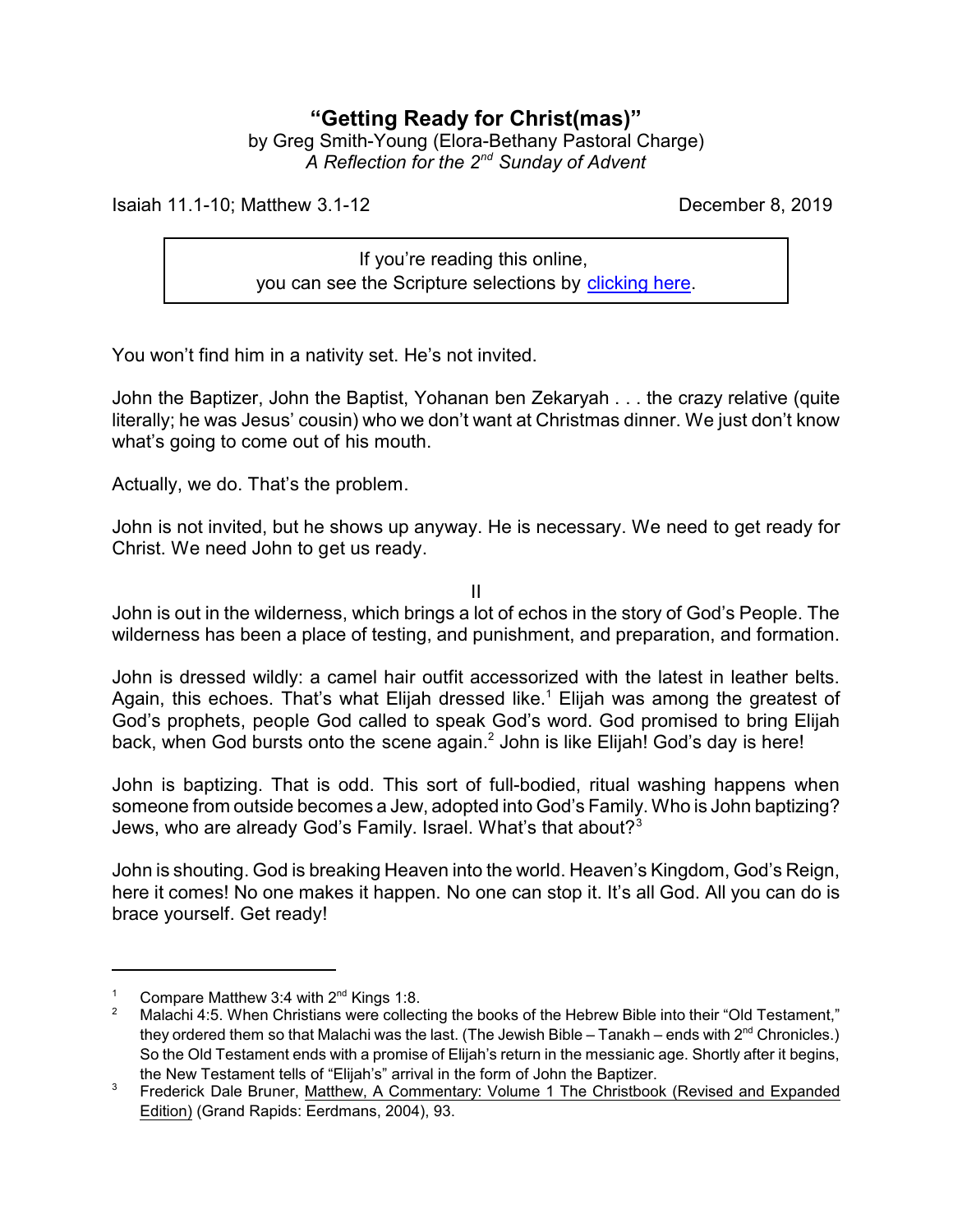# "Getting Ready for Christ(mas)"

by Greg Smith-Young (Elora-Bethany Pastoral Charge)
*A Reflection for the 2nd Sunday of Advent*

Isaiah 11.1-10; Matthew 3.1-12 December 8, 2019

> If you're reading this online,
> you can see the Scripture selections by clicking here.

You won't find him in a nativity set. He's not invited.

John the Baptizer, John the Baptist, Yohanan ben Zekaryah . . . the crazy relative (quite literally; he was Jesus' cousin) who we don't want at Christmas dinner. We just don't know what's going to come out of his mouth.

Actually, we do. That's the problem.

John is not invited, but he shows up anyway. He is necessary. We need to get ready for Christ. We need John to get us ready.

II

John is out in the wilderness, which brings a lot of echos in the story of God's People. The wilderness has been a place of testing, and punishment, and preparation, and formation.

John is dressed wildly: a camel hair outfit accessorized with the latest in leather belts. Again, this echoes. That's what Elijah dressed like.[1] Elijah was among the greatest of God's prophets, people God called to speak God's word. God promised to bring Elijah back, when God bursts onto the scene again.[2] John is like Elijah! God's day is here!

John is baptizing. That is odd. This sort of full-bodied, ritual washing happens when someone from outside becomes a Jew, adopted into God's Family. Who is John baptizing? Jews, who are already God's Family. Israel. What's that about?[3]

John is shouting. God is breaking Heaven into the world. Heaven's Kingdom, God's Reign, here it comes! No one makes it happen. No one can stop it. It's all God. All you can do is brace yourself. Get ready!

---

[1] Compare Matthew 3:4 with 2nd Kings 1:8.

[2] Malachi 4:5. When Christians were collecting the books of the Hebrew Bible into their "Old Testament," they ordered them so that Malachi was the last. (The Jewish Bible – Tanakh – ends with 2nd Chronicles.) So the Old Testament ends with a promise of Elijah's return in the messianic age. Shortly after it begins, the New Testament tells of "Elijah's" arrival in the form of John the Baptizer.

[3] Frederick Dale Bruner, Matthew, A Commentary: Volume 1 The Christbook (Revised and Expanded Edition) (Grand Rapids: Eerdmans, 2004), 93.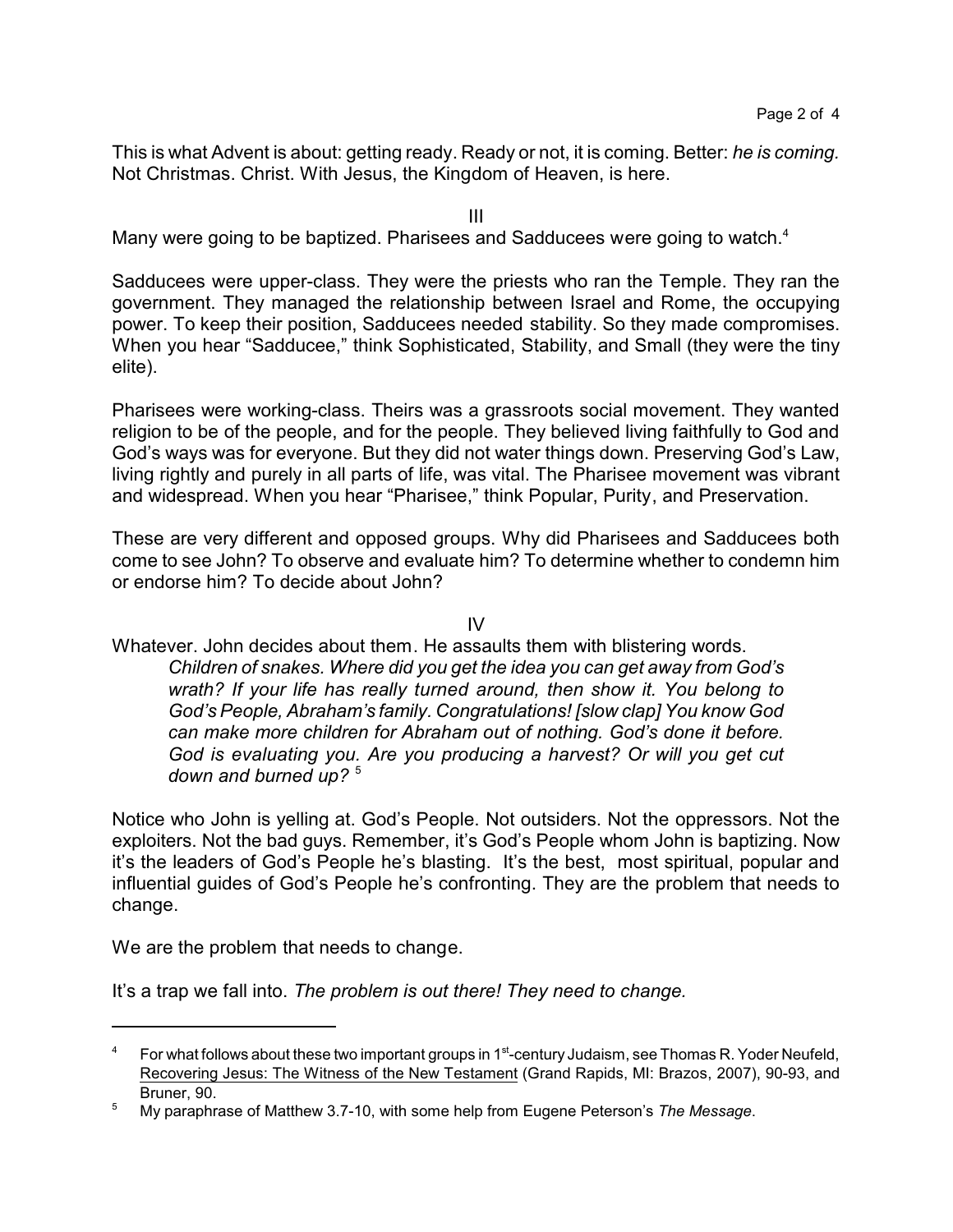This is what Advent is about: getting ready. Ready or not, it is coming. Better: *he is coming.* Not Christmas. Christ. With Jesus, the Kingdom of Heaven, is here.

III

Many were going to be baptized. Pharisees and Sadducees were going to watch.[4]

Sadducees were upper-class. They were the priests who ran the Temple. They ran the government. They managed the relationship between Israel and Rome, the occupying power. To keep their position, Sadducees needed stability. So they made compromises. When you hear "Sadducee," think Sophisticated, Stability, and Small (they were the tiny elite).

Pharisees were working-class. Theirs was a grassroots social movement. They wanted religion to be of the people, and for the people. They believed living faithfully to God and God's ways was for everyone. But they did not water things down. Preserving God's Law, living rightly and purely in all parts of life, was vital. The Pharisee movement was vibrant and widespread. When you hear "Pharisee," think Popular, Purity, and Preservation.

These are very different and opposed groups. Why did Pharisees and Sadducees both come to see John? To observe and evaluate him? To determine whether to condemn him or endorse him? To decide about John?

IV

Whatever. John decides about them. He assaults them with blistering words.

> *Children of snakes. Where did you get the idea you can get away from God's wrath? If your life has really turned around, then show it. You belong to God's People, Abraham's family. Congratulations! [slow clap] You know God can make more children for Abraham out of nothing. God's done it before. God is evaluating you. Are you producing a harvest? Or will you get cut down and burned up?* [5]

Notice who John is yelling at. God's People. Not outsiders. Not the oppressors. Not the exploiters. Not the bad guys. Remember, it's God's People whom John is baptizing. Now it's the leaders of God's People he's blasting. It's the best, most spiritual, popular and influential guides of God's People he's confronting. They are the problem that needs to change.

We are the problem that needs to change.

It's a trap we fall into. *The problem is out there! They need to change.*

---

[4] For what follows about these two important groups in 1st-century Judaism, see Thomas R. Yoder Neufeld, Recovering Jesus: The Witness of the New Testament (Grand Rapids, MI: Brazos, 2007), 90-93, and Bruner, 90.

[5] My paraphrase of Matthew 3.7-10, with some help from Eugene Peterson's *The Message*.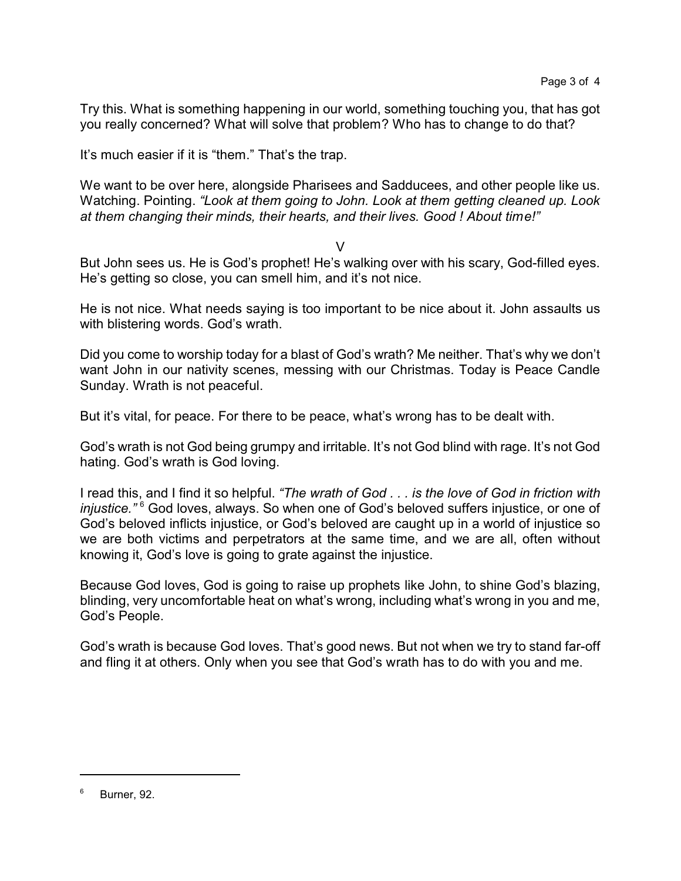Try this. What is something happening in our world, something touching you, that has got you really concerned? What will solve that problem? Who has to change to do that?

It's much easier if it is "them." That's the trap.

We want to be over here, alongside Pharisees and Sadducees, and other people like us. Watching. Pointing. *"Look at them going to John. Look at them getting cleaned up. Look at them changing their minds, their hearts, and their lives. Good ! About time!"*

V

But John sees us. He is God's prophet! He's walking over with his scary, God-filled eyes. He's getting so close, you can smell him, and it's not nice.

He is not nice. What needs saying is too important to be nice about it. John assaults us with blistering words. God's wrath.

Did you come to worship today for a blast of God's wrath? Me neither. That's why we don't want John in our nativity scenes, messing with our Christmas. Today is Peace Candle Sunday. Wrath is not peaceful.

But it's vital, for peace. For there to be peace, what's wrong has to be dealt with.

God's wrath is not God being grumpy and irritable. It's not God blind with rage. It's not God hating. God's wrath is God loving.

I read this, and I find it so helpful. *"The wrath of God . . . is the love of God in friction with injustice."* [6] God loves, always. So when one of God's beloved suffers injustice, or one of God's beloved inflicts injustice, or God's beloved are caught up in a world of injustice so we are both victims and perpetrators at the same time, and we are all, often without knowing it, God's love is going to grate against the injustice.

Because God loves, God is going to raise up prophets like John, to shine God's blazing, blinding, very uncomfortable heat on what's wrong, including what's wrong in you and me, God's People.

God's wrath is because God loves. That's good news. But not when we try to stand far-off and fling it at others. Only when you see that God's wrath has to do with you and me.

---

[6] Burner, 92.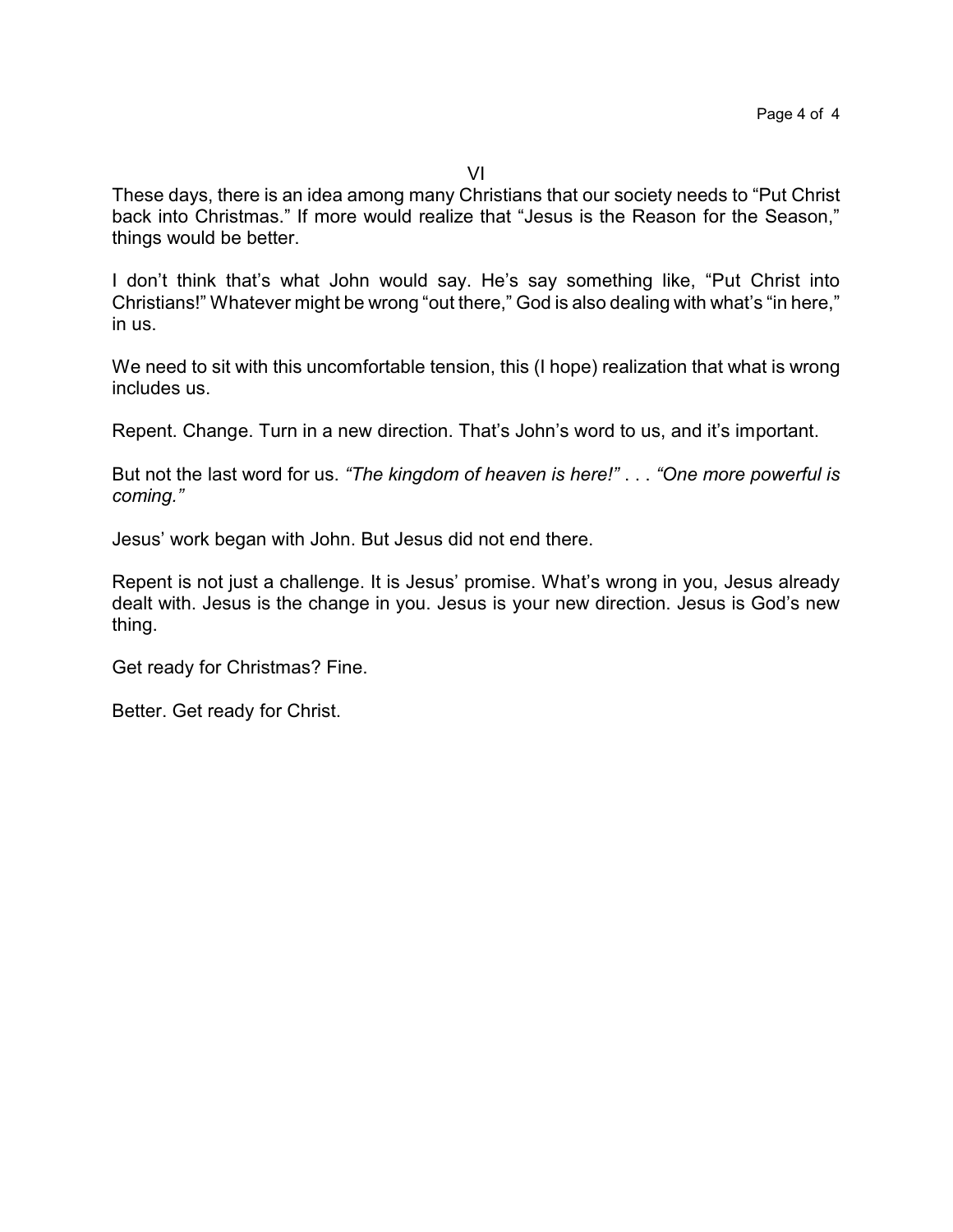VI

These days, there is an idea among many Christians that our society needs to "Put Christ back into Christmas." If more would realize that "Jesus is the Reason for the Season," things would be better.

I don't think that's what John would say. He's say something like, "Put Christ into Christians!" Whatever might be wrong "out there," God is also dealing with what's "in here," in us.

We need to sit with this uncomfortable tension, this (I hope) realization that what is wrong includes us.

Repent. Change. Turn in a new direction. That's John's word to us, and it's important.

But not the last word for us. *"The kingdom of heaven is here!"* . . . *"One more powerful is coming."*

Jesus' work began with John. But Jesus did not end there.

Repent is not just a challenge. It is Jesus' promise. What's wrong in you, Jesus already dealt with. Jesus is the change in you. Jesus is your new direction. Jesus is God's new thing.

Get ready for Christmas? Fine.

Better. Get ready for Christ.